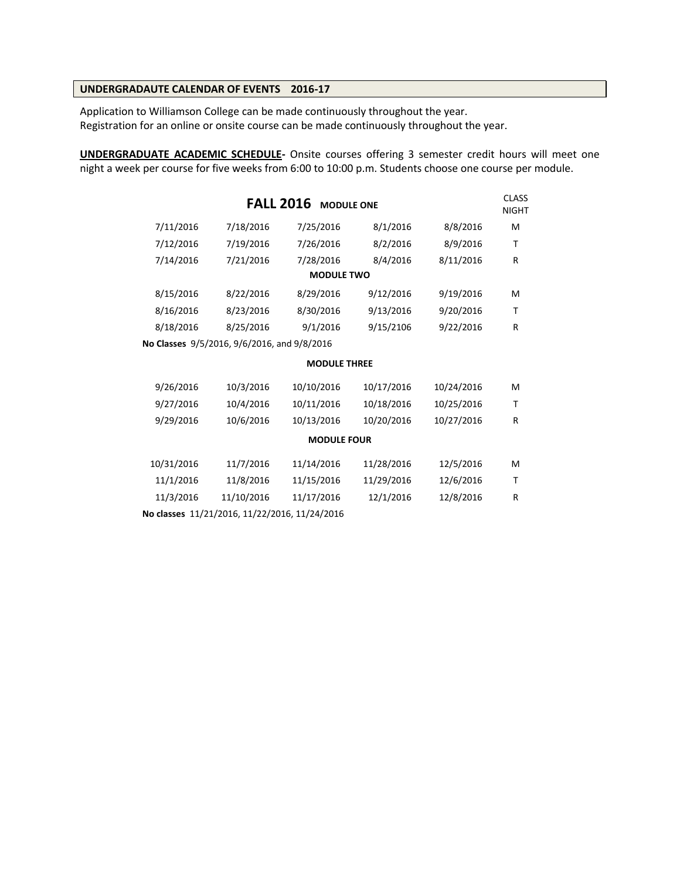## UNDERGRADAUTE CALENDAR OF EVENTS 2016-17

Application to Williamson College can be made continuously throughout the year.
Registration for an online or onsite course can be made continuously throughout the year.

**UNDERGRADUATE ACADEMIC SCHEDULE-** Onsite courses offering 3 semester credit hours will meet one night a week per course for five weeks from 6:00 to 10:00 p.m. Students choose one course per module.

### FALL 2016

| **MODULE ONE** | | | | | CLASS NIGHT |
|---|---|---|---|---|---|
| 7/11/2016 | 7/18/2016 | 7/25/2016 | 8/1/2016 | 8/8/2016 | M |
| 7/12/2016 | 7/19/2016 | 7/26/2016 | 8/2/2016 | 8/9/2016 | T |
| 7/14/2016 | 7/21/2016 | 7/28/2016 | 8/4/2016 | 8/11/2016 | R |
| **MODULE TWO** | | | | | |
| 8/15/2016 | 8/22/2016 | 8/29/2016 | 9/12/2016 | 9/19/2016 | M |
| 8/16/2016 | 8/23/2016 | 8/30/2016 | 9/13/2016 | 9/20/2016 | T |
| 8/18/2016 | 8/25/2016 | 9/1/2016 | 9/15/2106 | 9/22/2016 | R |

**No Classes** 9/5/2016, 9/6/2016, and 9/8/2016

| **MODULE THREE** | | | | | CLASS NIGHT |
|---|---|---|---|---|---|
| 9/26/2016 | 10/3/2016 | 10/10/2016 | 10/17/2016 | 10/24/2016 | M |
| 9/27/2016 | 10/4/2016 | 10/11/2016 | 10/18/2016 | 10/25/2016 | T |
| 9/29/2016 | 10/6/2016 | 10/13/2016 | 10/20/2016 | 10/27/2016 | R |
| **MODULE FOUR** | | | | | |
| 10/31/2016 | 11/7/2016 | 11/14/2016 | 11/28/2016 | 12/5/2016 | M |
| 11/1/2016 | 11/8/2016 | 11/15/2016 | 11/29/2016 | 12/6/2016 | T |
| 11/3/2016 | 11/10/2016 | 11/17/2016 | 12/1/2016 | 12/8/2016 | R |

**No classes** 11/21/2016, 11/22/2016, 11/24/2016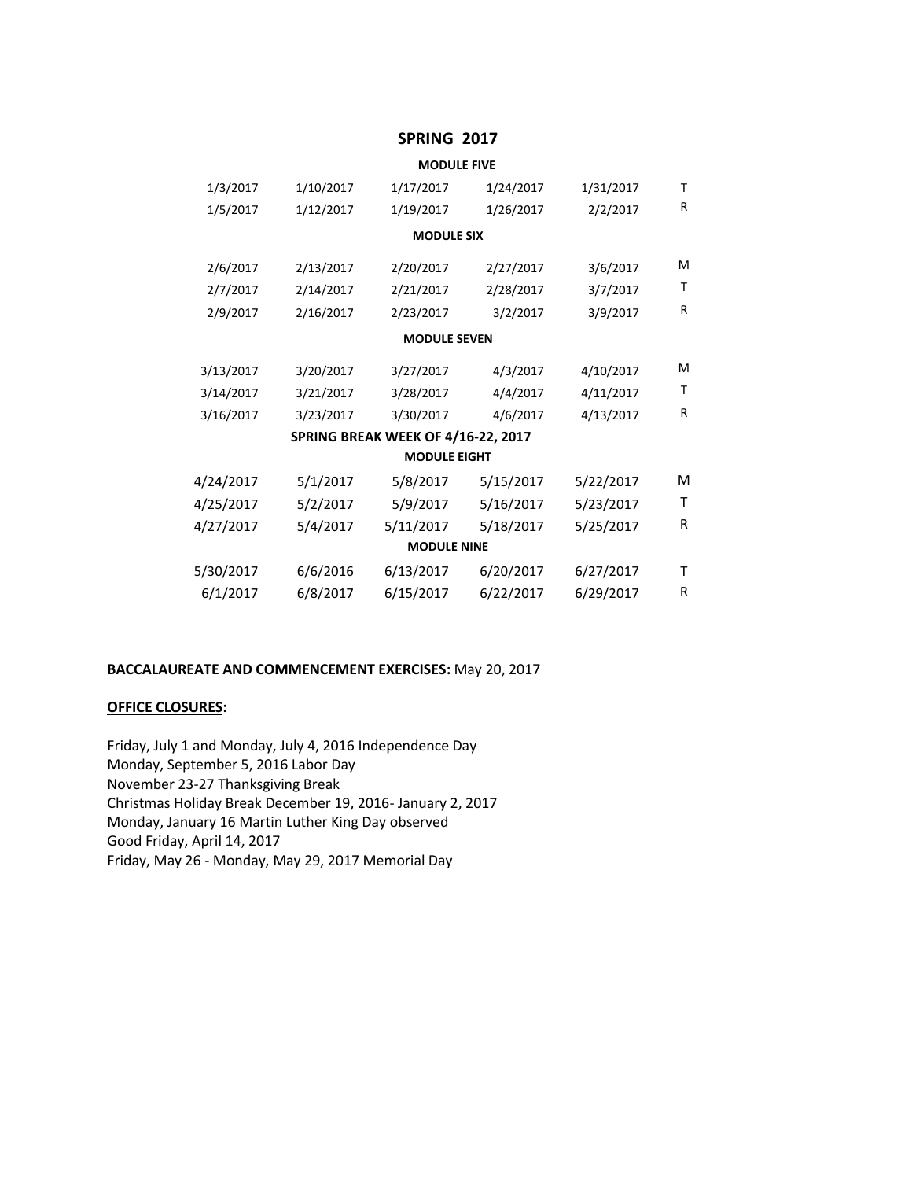## SPRING 2017

| | | | | | |
|---|---|---|---|---|---|
| **MODULE FIVE** | | | | | |
| 1/3/2017 | 1/10/2017 | 1/17/2017 | 1/24/2017 | 1/31/2017 | T |
| 1/5/2017 | 1/12/2017 | 1/19/2017 | 1/26/2017 | 2/2/2017 | R |
| **MODULE SIX** | | | | | |
| 2/6/2017 | 2/13/2017 | 2/20/2017 | 2/27/2017 | 3/6/2017 | M |
| 2/7/2017 | 2/14/2017 | 2/21/2017 | 2/28/2017 | 3/7/2017 | T |
| 2/9/2017 | 2/16/2017 | 2/23/2017 | 3/2/2017 | 3/9/2017 | R |
| **MODULE SEVEN** | | | | | |
| 3/13/2017 | 3/20/2017 | 3/27/2017 | 4/3/2017 | 4/10/2017 | M |
| 3/14/2017 | 3/21/2017 | 3/28/2017 | 4/4/2017 | 4/11/2017 | T |
| 3/16/2017 | 3/23/2017 | 3/30/2017 | 4/6/2017 | 4/13/2017 | R |
| **SPRING BREAK WEEK OF 4/16-22, 2017** | | | | | |
| **MODULE EIGHT** | | | | | |
| 4/24/2017 | 5/1/2017 | 5/8/2017 | 5/15/2017 | 5/22/2017 | M |
| 4/25/2017 | 5/2/2017 | 5/9/2017 | 5/16/2017 | 5/23/2017 | T |
| 4/27/2017 | 5/4/2017 | 5/11/2017 | 5/18/2017 | 5/25/2017 | R |
| **MODULE NINE** | | | | | |
| 5/30/2017 | 6/6/2016 | 6/13/2017 | 6/20/2017 | 6/27/2017 | T |
| 6/1/2017 | 6/8/2017 | 6/15/2017 | 6/22/2017 | 6/29/2017 | R |

**BACCALAUREATE AND COMMENCEMENT EXERCISES:** May 20, 2017

**OFFICE CLOSURES:**

Friday, July 1 and Monday, July 4, 2016 Independence Day
Monday, September 5, 2016 Labor Day
November 23-27 Thanksgiving Break
Christmas Holiday Break December 19, 2016- January 2, 2017
Monday, January 16 Martin Luther King Day observed
Good Friday, April 14, 2017
Friday, May 26 - Monday, May 29, 2017 Memorial Day